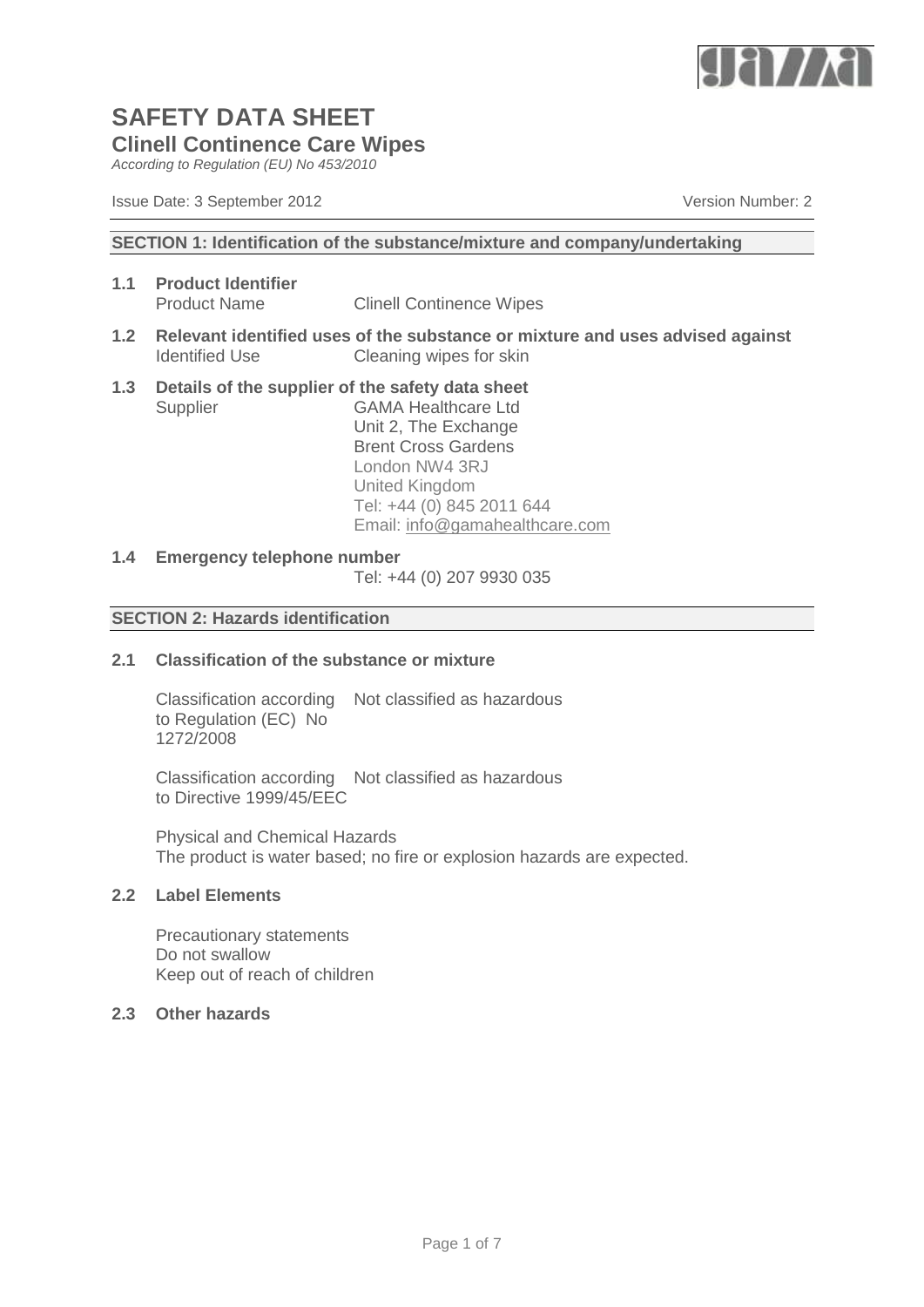# SAFETY DATA SHEET

## Clinell Continence Care Wipes

*According to Regulation (EU) No 453/2010*

Issue Date: 3 September 2012 Version Number: 2

### SECTION 1: Identification of the substance/mixture and company/undertaking

**1.1 Product Identifier**

Product Name Clinell Continence Wipes

**1.2 Relevant identified uses of the substance or mixture and uses advised against**

Identified Use Cleaning wipes for skin

**1.3 Details of the supplier of the safety data sheet**

Supplier GAMA Healthcare Ltd
Unit 2, The Exchange
Brent Cross Gardens
London NW4 3RJ
United Kingdom
Tel: +44 (0) 845 2011 644
Email: info@gamahealthcare.com

**1.4 Emergency telephone number**

Tel: +44 (0) 207 9930 035

### SECTION 2: Hazards identification

**2.1 Classification of the substance or mixture**

Classification according to Regulation (EC) No 1272/2008 Not classified as hazardous

Classification according to Directive 1999/45/EEC Not classified as hazardous

Physical and Chemical Hazards
The product is water based; no fire or explosion hazards are expected.

**2.2 Label Elements**

Precautionary statements
Do not swallow
Keep out of reach of children

**2.3 Other hazards**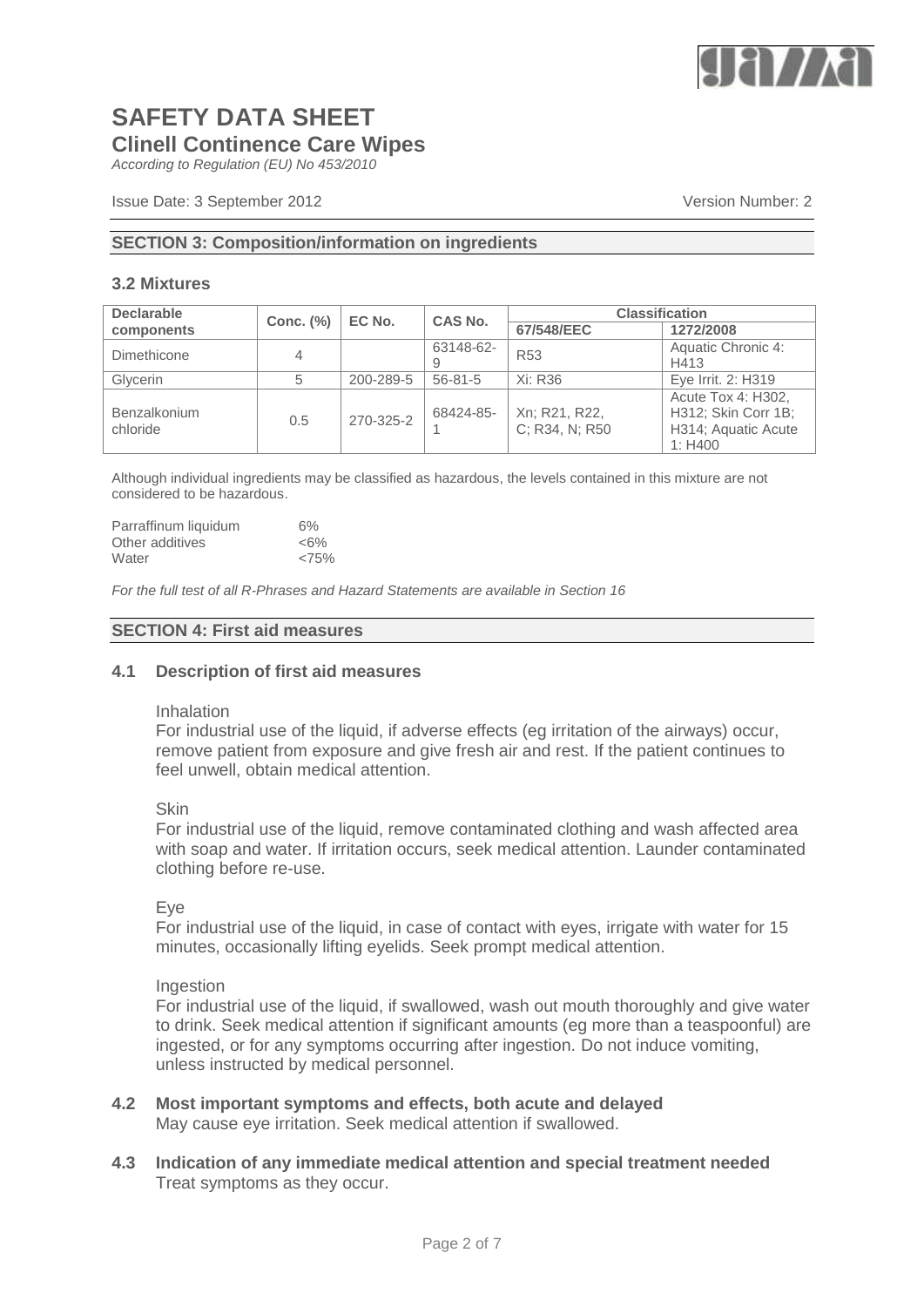# SAFETY DATA SHEET

## Clinell Continence Care Wipes

*According to Regulation (EU) No 453/2010*

Issue Date: 3 September 2012 Version Number: 2

## SECTION 3: Composition/information on ingredients

### 3.2 Mixtures

| Declarable components | Conc. (%) | EC No. | CAS No. | Classification | |
|---|---|---|---|---|---|
| | | | | 67/548/EEC | 1272/2008 |
| Dimethicone | 4 | | 63148-62-9 | R53 | Aquatic Chronic 4: H413 |
| Glycerin | 5 | 200-289-5 | 56-81-5 | Xi: R36 | Eye Irrit. 2: H319 |
| Benzalkonium chloride | 0.5 | 270-325-2 | 68424-85-1 | Xn; R21, R22, C; R34, N; R50 | Acute Tox 4: H302, H312; Skin Corr 1B; H314; Aquatic Acute 1: H400 |

Although individual ingredients may be classified as hazardous, the levels contained in this mixture are not considered to be hazardous.

| | |
|---|---|
| Parraffinum liquidum | 6% |
| Other additives | <6% |
| Water | <75% |

*For the full test of all R-Phrases and Hazard Statements are available in Section 16*

## SECTION 4: First aid measures

### 4.1 Description of first aid measures

Inhalation

For industrial use of the liquid, if adverse effects (eg irritation of the airways) occur, remove patient from exposure and give fresh air and rest. If the patient continues to feel unwell, obtain medical attention.

Skin

For industrial use of the liquid, remove contaminated clothing and wash affected area with soap and water. If irritation occurs, seek medical attention. Launder contaminated clothing before re-use.

Eye

For industrial use of the liquid, in case of contact with eyes, irrigate with water for 15 minutes, occasionally lifting eyelids. Seek prompt medical attention.

Ingestion

For industrial use of the liquid, if swallowed, wash out mouth thoroughly and give water to drink. Seek medical attention if significant amounts (eg more than a teaspoonful) are ingested, or for any symptoms occurring after ingestion. Do not induce vomiting, unless instructed by medical personnel.

### 4.2 Most important symptoms and effects, both acute and delayed

May cause eye irritation. Seek medical attention if swallowed.

### 4.3 Indication of any immediate medical attention and special treatment needed

Treat symptoms as they occur.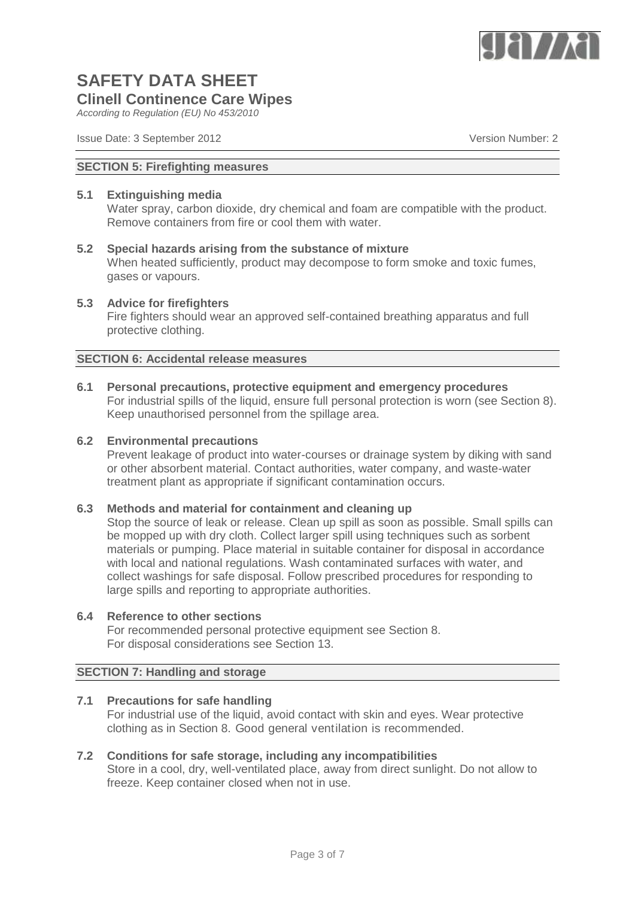## SECTION 5: Firefighting measures

**5.1 Extinguishing media**

Water spray, carbon dioxide, dry chemical and foam are compatible with the product. Remove containers from fire or cool them with water.

**5.2 Special hazards arising from the substance of mixture**

When heated sufficiently, product may decompose to form smoke and toxic fumes, gases or vapours.

**5.3 Advice for firefighters**

Fire fighters should wear an approved self-contained breathing apparatus and full protective clothing.

## SECTION 6: Accidental release measures

**6.1 Personal precautions, protective equipment and emergency procedures**

For industrial spills of the liquid, ensure full personal protection is worn (see Section 8). Keep unauthorised personnel from the spillage area.

**6.2 Environmental precautions**

Prevent leakage of product into water-courses or drainage system by diking with sand or other absorbent material. Contact authorities, water company, and waste-water treatment plant as appropriate if significant contamination occurs.

**6.3 Methods and material for containment and cleaning up**

Stop the source of leak or release. Clean up spill as soon as possible. Small spills can be mopped up with dry cloth. Collect larger spill using techniques such as sorbent materials or pumping. Place material in suitable container for disposal in accordance with local and national regulations. Wash contaminated surfaces with water, and collect washings for safe disposal. Follow prescribed procedures for responding to large spills and reporting to appropriate authorities.

**6.4 Reference to other sections**

For recommended personal protective equipment see Section 8.
For disposal considerations see Section 13.

## SECTION 7: Handling and storage

**7.1 Precautions for safe handling**

For industrial use of the liquid, avoid contact with skin and eyes. Wear protective clothing as in Section 8. Good general ventilation is recommended.

**7.2 Conditions for safe storage, including any incompatibilities**

Store in a cool, dry, well-ventilated place, away from direct sunlight. Do not allow to freeze. Keep container closed when not in use.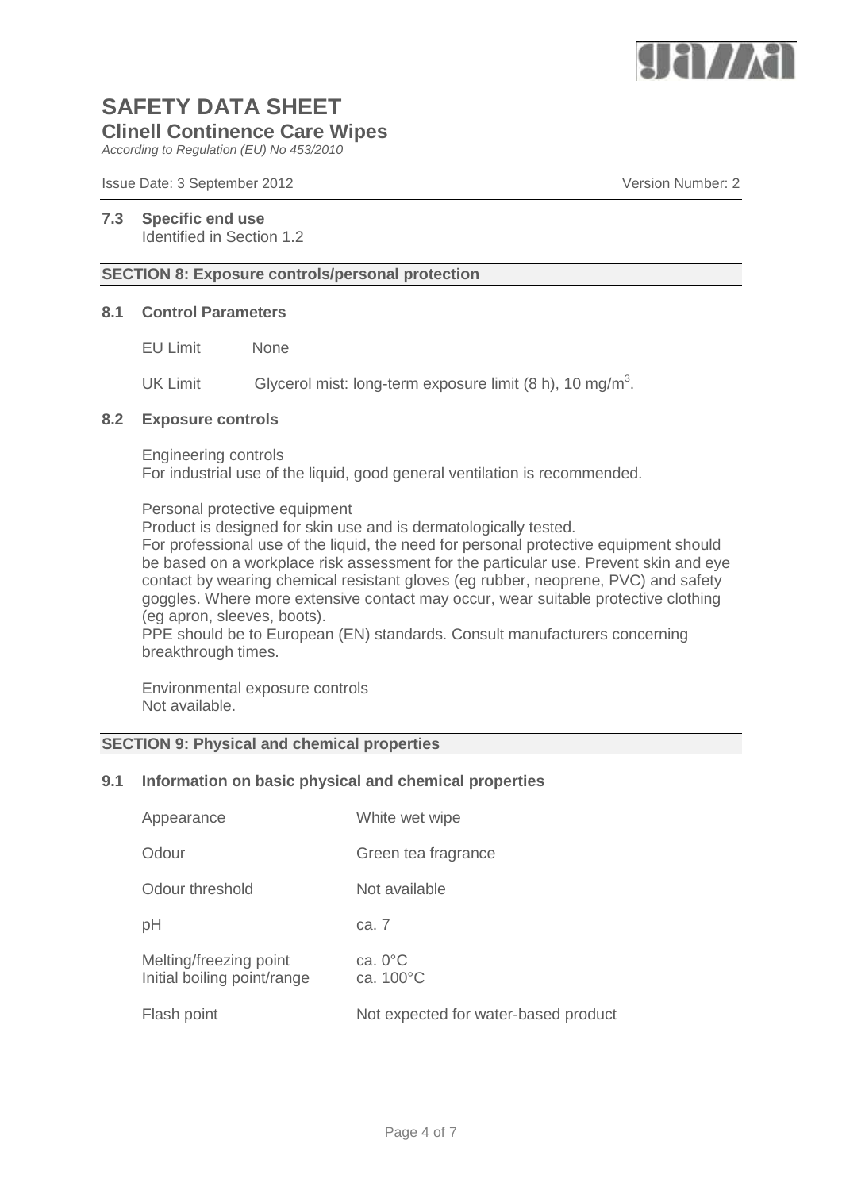### 7.3 Specific end use

Identified in Section 1.2

## SECTION 8: Exposure controls/personal protection

### 8.1 Control Parameters

EU Limit None

UK Limit Glycerol mist: long-term exposure limit (8 h), 10 mg/m$^3$.

### 8.2 Exposure controls

Engineering controls
For industrial use of the liquid, good general ventilation is recommended.

Personal protective equipment
Product is designed for skin use and is dermatologically tested.
For professional use of the liquid, the need for personal protective equipment should be based on a workplace risk assessment for the particular use. Prevent skin and eye contact by wearing chemical resistant gloves (eg rubber, neoprene, PVC) and safety goggles. Where more extensive contact may occur, wear suitable protective clothing (eg apron, sleeves, boots).
PPE should be to European (EN) standards. Consult manufacturers concerning breakthrough times.

Environmental exposure controls
Not available.

## SECTION 9: Physical and chemical properties

### 9.1 Information on basic physical and chemical properties

| Property | Value |
|---|---|
| Appearance | White wet wipe |
| Odour | Green tea fragrance |
| Odour threshold | Not available |
| pH | ca. 7 |
| Melting/freezing point | ca. 0°C |
| Initial boiling point/range | ca. 100°C |
| Flash point | Not expected for water-based product |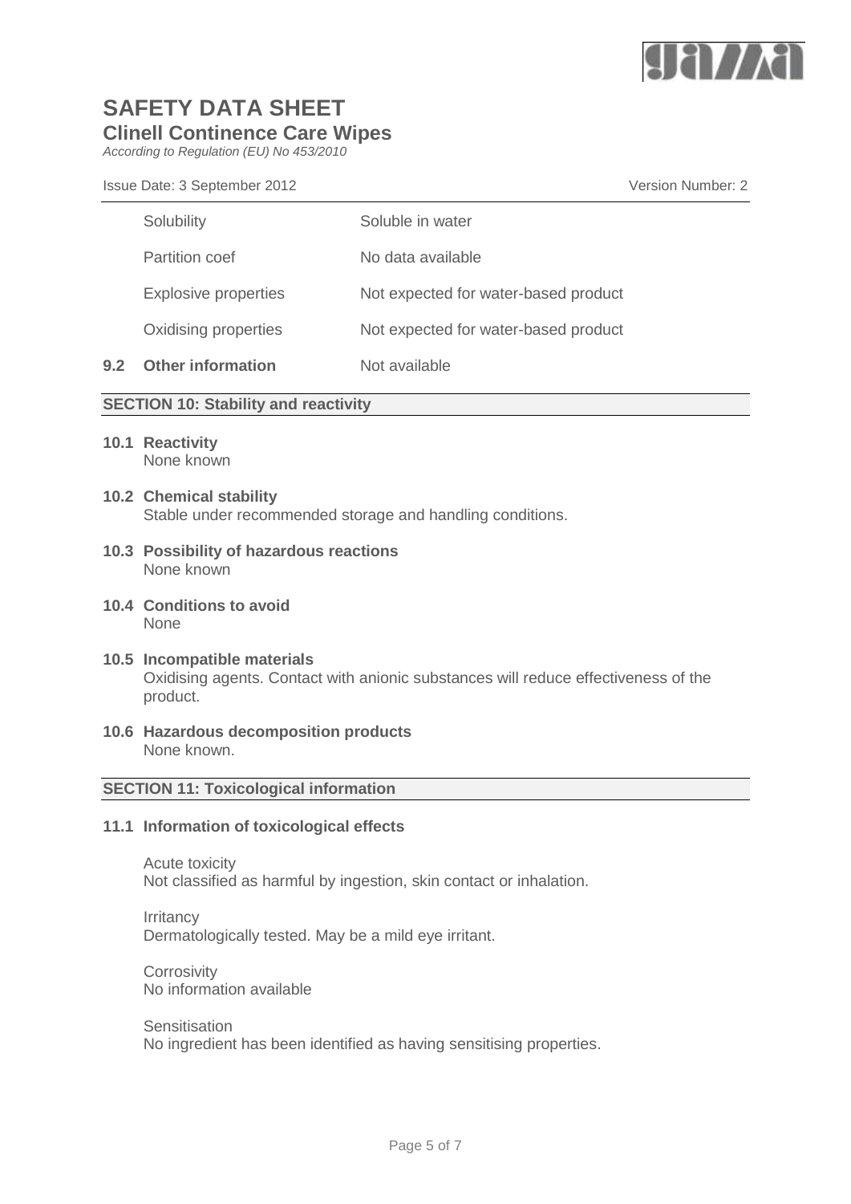| | |
|---|---|
| Solubility | Soluble in water |
| Partition coef | No data available |
| Explosive properties | Not expected for water-based product |
| Oxidising properties | Not expected for water-based product |

**9.2 Other information** Not available

## SECTION 10: Stability and reactivity

**10.1 Reactivity**
None known

**10.2 Chemical stability**
Stable under recommended storage and handling conditions.

**10.3 Possibility of hazardous reactions**
None known

**10.4 Conditions to avoid**
None

**10.5 Incompatible materials**
Oxidising agents. Contact with anionic substances will reduce effectiveness of the product.

**10.6 Hazardous decomposition products**
None known.

## SECTION 11: Toxicological information

**11.1 Information of toxicological effects**

Acute toxicity
Not classified as harmful by ingestion, skin contact or inhalation.

Irritancy
Dermatologically tested. May be a mild eye irritant.

Corrosivity
No information available

Sensitisation
No ingredient has been identified as having sensitising properties.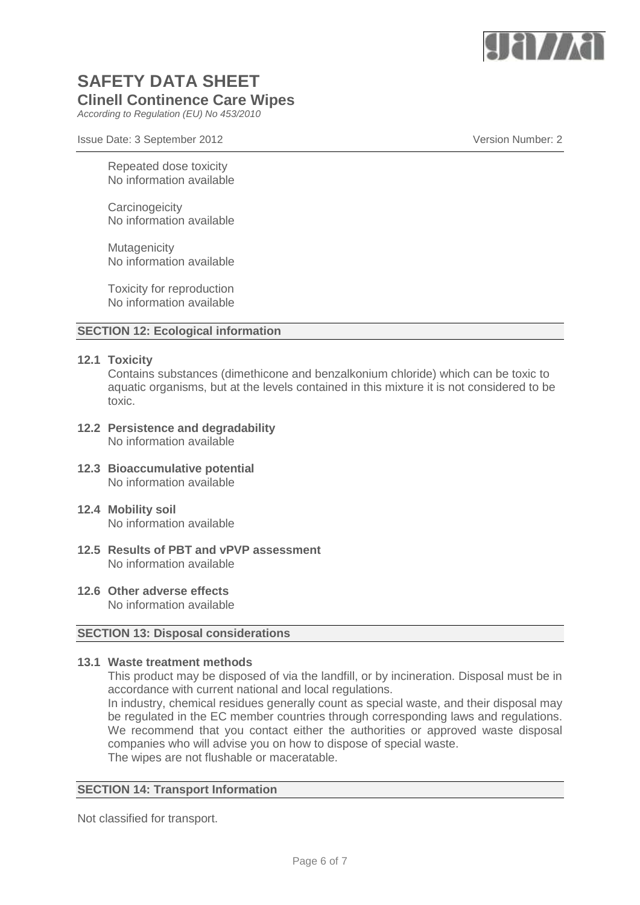Repeated dose toxicity
No information available

Carcinogeicity
No information available

Mutagenicity
No information available

Toxicity for reproduction
No information available

## SECTION 12: Ecological information

### 12.1 Toxicity

Contains substances (dimethicone and benzalkonium chloride) which can be toxic to aquatic organisms, but at the levels contained in this mixture it is not considered to be toxic.

### 12.2 Persistence and degradability

No information available

### 12.3 Bioaccumulative potential

No information available

### 12.4 Mobility soil

No information available

### 12.5 Results of PBT and vPVP assessment

No information available

### 12.6 Other adverse effects

No information available

## SECTION 13: Disposal considerations

### 13.1 Waste treatment methods

This product may be disposed of via the landfill, or by incineration. Disposal must be in accordance with current national and local regulations.
In industry, chemical residues generally count as special waste, and their disposal may be regulated in the EC member countries through corresponding laws and regulations. We recommend that you contact either the authorities or approved waste disposal companies who will advise you on how to dispose of special waste.
The wipes are not flushable or maceratable.

## SECTION 14: Transport Information

Not classified for transport.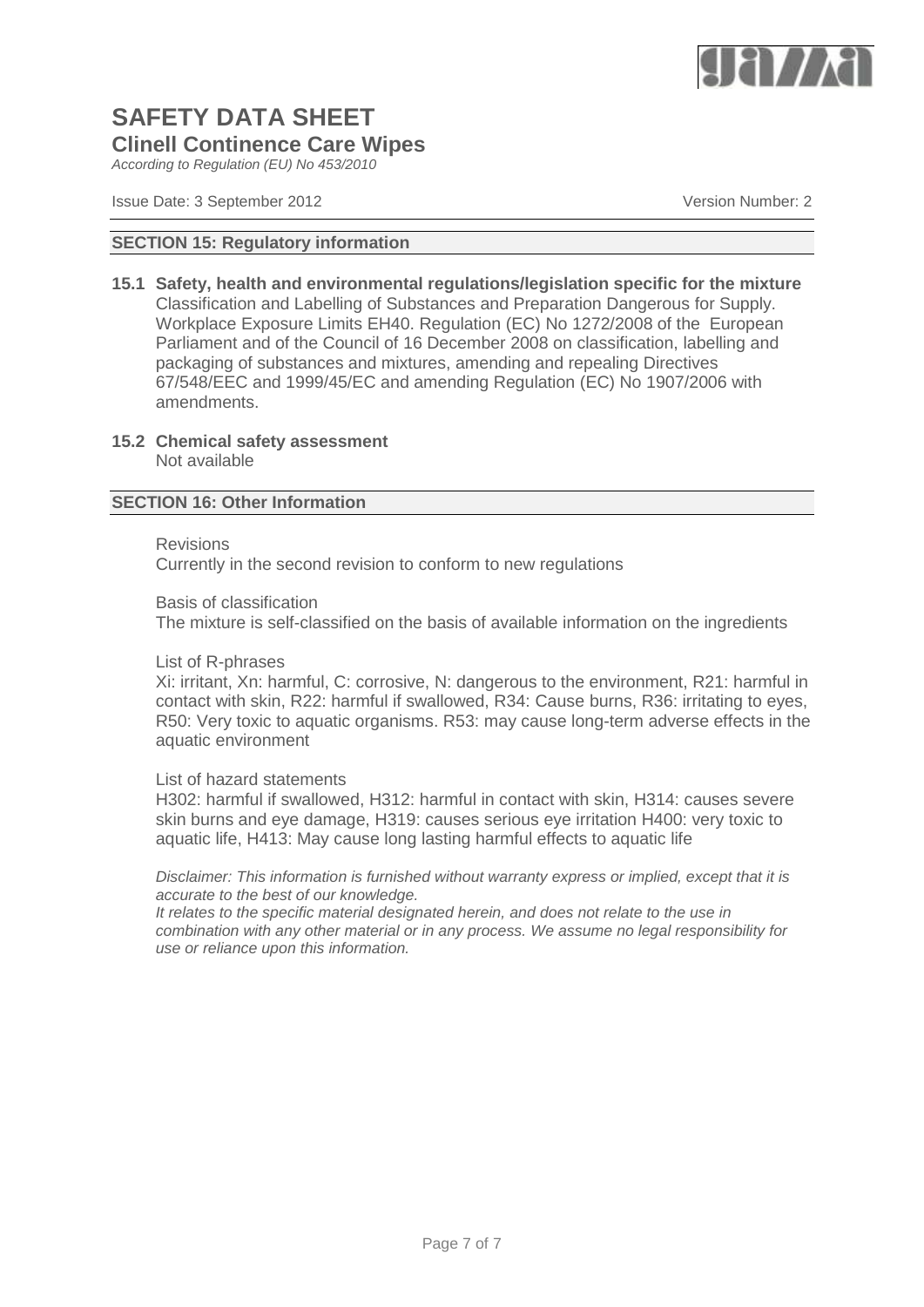# SAFETY DATA SHEET

## Clinell Continence Care Wipes

*According to Regulation (EU) No 453/2010*

Issue Date: 3 September 2012 Version Number: 2

### SECTION 15: Regulatory information

**15.1 Safety, health and environmental regulations/legislation specific for the mixture**
Classification and Labelling of Substances and Preparation Dangerous for Supply. Workplace Exposure Limits EH40. Regulation (EC) No 1272/2008 of the European Parliament and of the Council of 16 December 2008 on classification, labelling and packaging of substances and mixtures, amending and repealing Directives 67/548/EEC and 1999/45/EC and amending Regulation (EC) No 1907/2006 with amendments.

**15.2 Chemical safety assessment**
Not available

### SECTION 16: Other Information

Revisions
Currently in the second revision to conform to new regulations

Basis of classification
The mixture is self-classified on the basis of available information on the ingredients

List of R-phrases
Xi: irritant, Xn: harmful, C: corrosive, N: dangerous to the environment, R21: harmful in contact with skin, R22: harmful if swallowed, R34: Cause burns, R36: irritating to eyes, R50: Very toxic to aquatic organisms. R53: may cause long-term adverse effects in the aquatic environment

List of hazard statements
H302: harmful if swallowed, H312: harmful in contact with skin, H314: causes severe skin burns and eye damage, H319: causes serious eye irritation H400: very toxic to aquatic life, H413: May cause long lasting harmful effects to aquatic life

*Disclaimer: This information is furnished without warranty express or implied, except that it is accurate to the best of our knowledge.*
*It relates to the specific material designated herein, and does not relate to the use in combination with any other material or in any process. We assume no legal responsibility for use or reliance upon this information.*